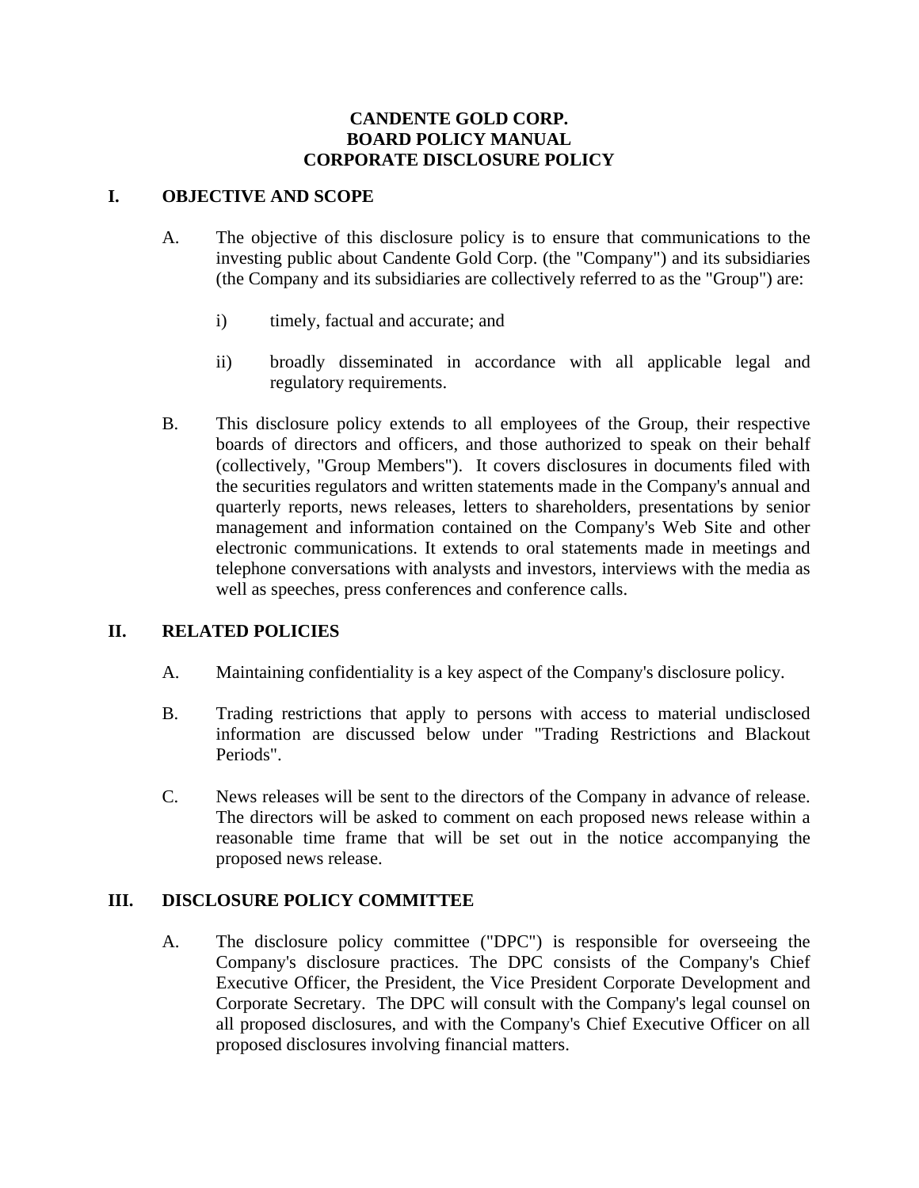# CANDENTE GOLD CORP.
# BOARD POLICY MANUAL
# CORPORATE DISCLOSURE POLICY

## I. OBJECTIVE AND SCOPE

A. The objective of this disclosure policy is to ensure that communications to the investing public about Candente Gold Corp. (the "Company") and its subsidiaries (the Company and its subsidiaries are collectively referred to as the "Group") are:

   i) timely, factual and accurate; and

   ii) broadly disseminated in accordance with all applicable legal and regulatory requirements.

B. This disclosure policy extends to all employees of the Group, their respective boards of directors and officers, and those authorized to speak on their behalf (collectively, "Group Members"). It covers disclosures in documents filed with the securities regulators and written statements made in the Company's annual and quarterly reports, news releases, letters to shareholders, presentations by senior management and information contained on the Company's Web Site and other electronic communications. It extends to oral statements made in meetings and telephone conversations with analysts and investors, interviews with the media as well as speeches, press conferences and conference calls.

## II. RELATED POLICIES

A. Maintaining confidentiality is a key aspect of the Company's disclosure policy.

B. Trading restrictions that apply to persons with access to material undisclosed information are discussed below under "Trading Restrictions and Blackout Periods".

C. News releases will be sent to the directors of the Company in advance of release. The directors will be asked to comment on each proposed news release within a reasonable time frame that will be set out in the notice accompanying the proposed news release.

## III. DISCLOSURE POLICY COMMITTEE

A. The disclosure policy committee ("DPC") is responsible for overseeing the Company's disclosure practices. The DPC consists of the Company's Chief Executive Officer, the President, the Vice President Corporate Development and Corporate Secretary. The DPC will consult with the Company's legal counsel on all proposed disclosures, and with the Company's Chief Executive Officer on all proposed disclosures involving financial matters.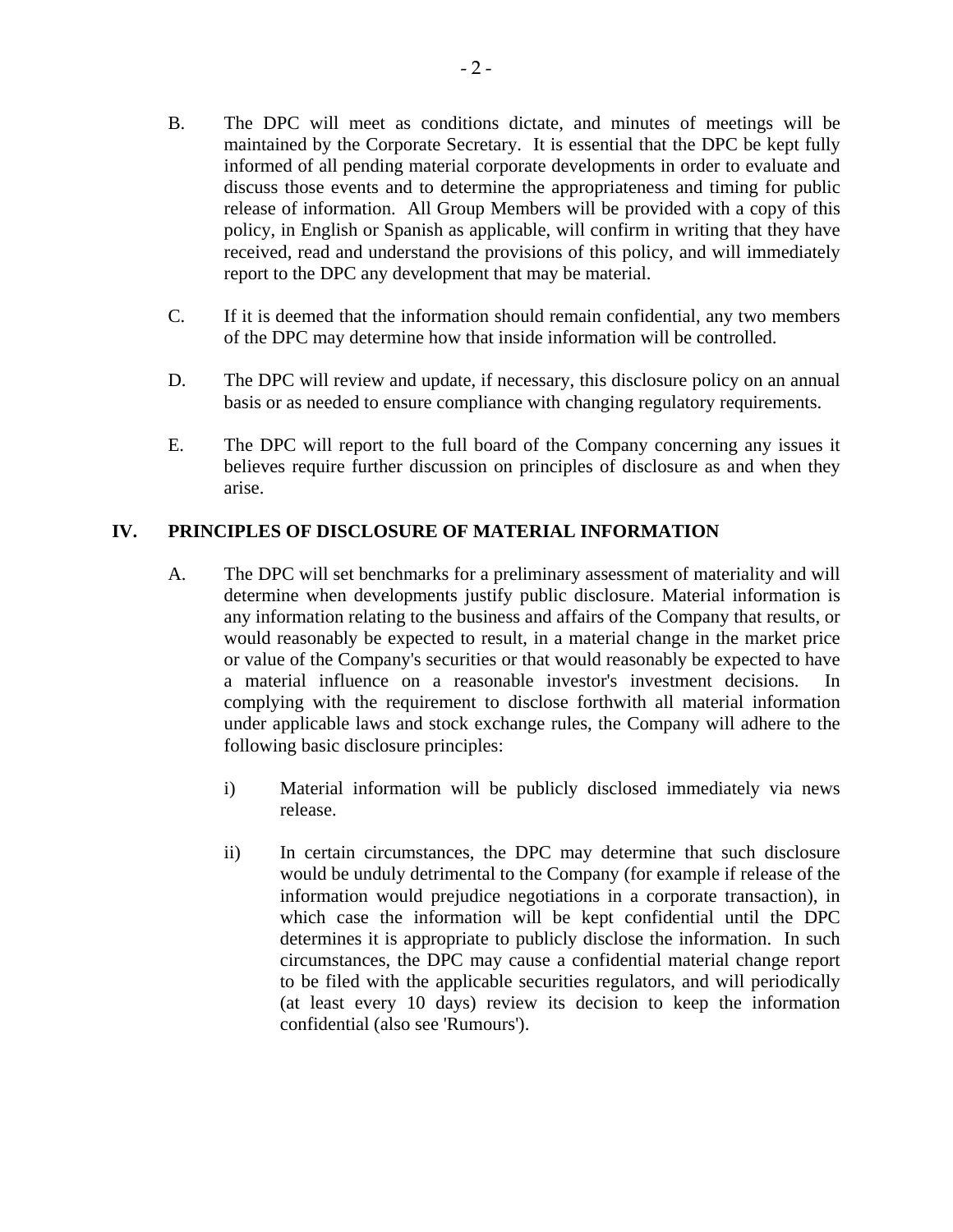B. The DPC will meet as conditions dictate, and minutes of meetings will be maintained by the Corporate Secretary. It is essential that the DPC be kept fully informed of all pending material corporate developments in order to evaluate and discuss those events and to determine the appropriateness and timing for public release of information. All Group Members will be provided with a copy of this policy, in English or Spanish as applicable, will confirm in writing that they have received, read and understand the provisions of this policy, and will immediately report to the DPC any development that may be material.

C. If it is deemed that the information should remain confidential, any two members of the DPC may determine how that inside information will be controlled.

D. The DPC will review and update, if necessary, this disclosure policy on an annual basis or as needed to ensure compliance with changing regulatory requirements.

E. The DPC will report to the full board of the Company concerning any issues it believes require further discussion on principles of disclosure as and when they arise.

## IV. PRINCIPLES OF DISCLOSURE OF MATERIAL INFORMATION

A. The DPC will set benchmarks for a preliminary assessment of materiality and will determine when developments justify public disclosure. Material information is any information relating to the business and affairs of the Company that results, or would reasonably be expected to result, in a material change in the market price or value of the Company's securities or that would reasonably be expected to have a material influence on a reasonable investor's investment decisions. In complying with the requirement to disclose forthwith all material information under applicable laws and stock exchange rules, the Company will adhere to the following basic disclosure principles:

   i) Material information will be publicly disclosed immediately via news release.

   ii) In certain circumstances, the DPC may determine that such disclosure would be unduly detrimental to the Company (for example if release of the information would prejudice negotiations in a corporate transaction), in which case the information will be kept confidential until the DPC determines it is appropriate to publicly disclose the information. In such circumstances, the DPC may cause a confidential material change report to be filed with the applicable securities regulators, and will periodically (at least every 10 days) review its decision to keep the information confidential (also see 'Rumours').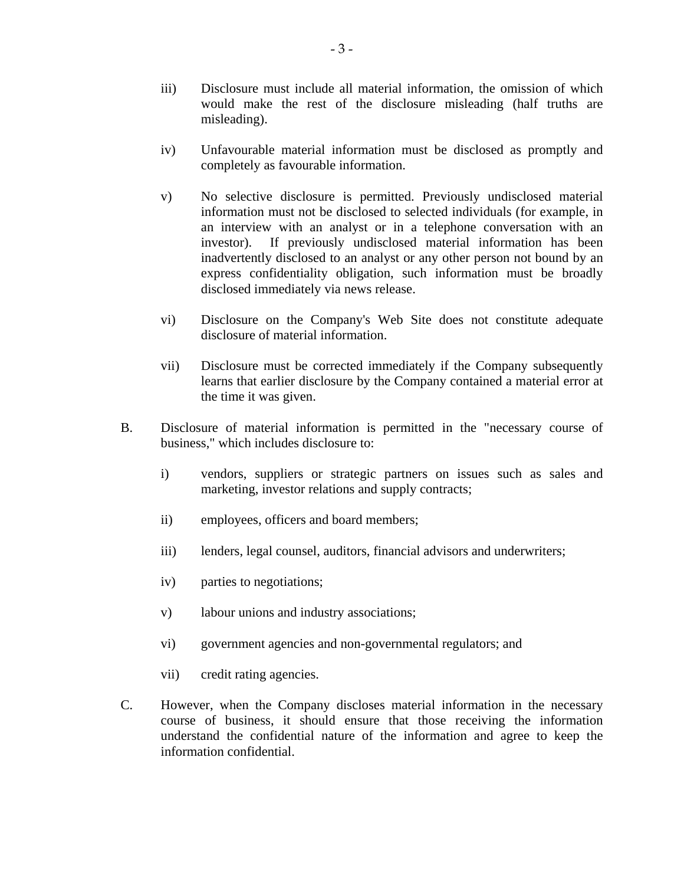iii) Disclosure must include all material information, the omission of which would make the rest of the disclosure misleading (half truths are misleading).

iv) Unfavourable material information must be disclosed as promptly and completely as favourable information.

v) No selective disclosure is permitted. Previously undisclosed material information must not be disclosed to selected individuals (for example, in an interview with an analyst or in a telephone conversation with an investor). If previously undisclosed material information has been inadvertently disclosed to an analyst or any other person not bound by an express confidentiality obligation, such information must be broadly disclosed immediately via news release.

vi) Disclosure on the Company's Web Site does not constitute adequate disclosure of material information.

vii) Disclosure must be corrected immediately if the Company subsequently learns that earlier disclosure by the Company contained a material error at the time it was given.

B. Disclosure of material information is permitted in the "necessary course of business," which includes disclosure to:

i) vendors, suppliers or strategic partners on issues such as sales and marketing, investor relations and supply contracts;

ii) employees, officers and board members;

iii) lenders, legal counsel, auditors, financial advisors and underwriters;

iv) parties to negotiations;

v) labour unions and industry associations;

vi) government agencies and non-governmental regulators; and

vii) credit rating agencies.

C. However, when the Company discloses material information in the necessary course of business, it should ensure that those receiving the information understand the confidential nature of the information and agree to keep the information confidential.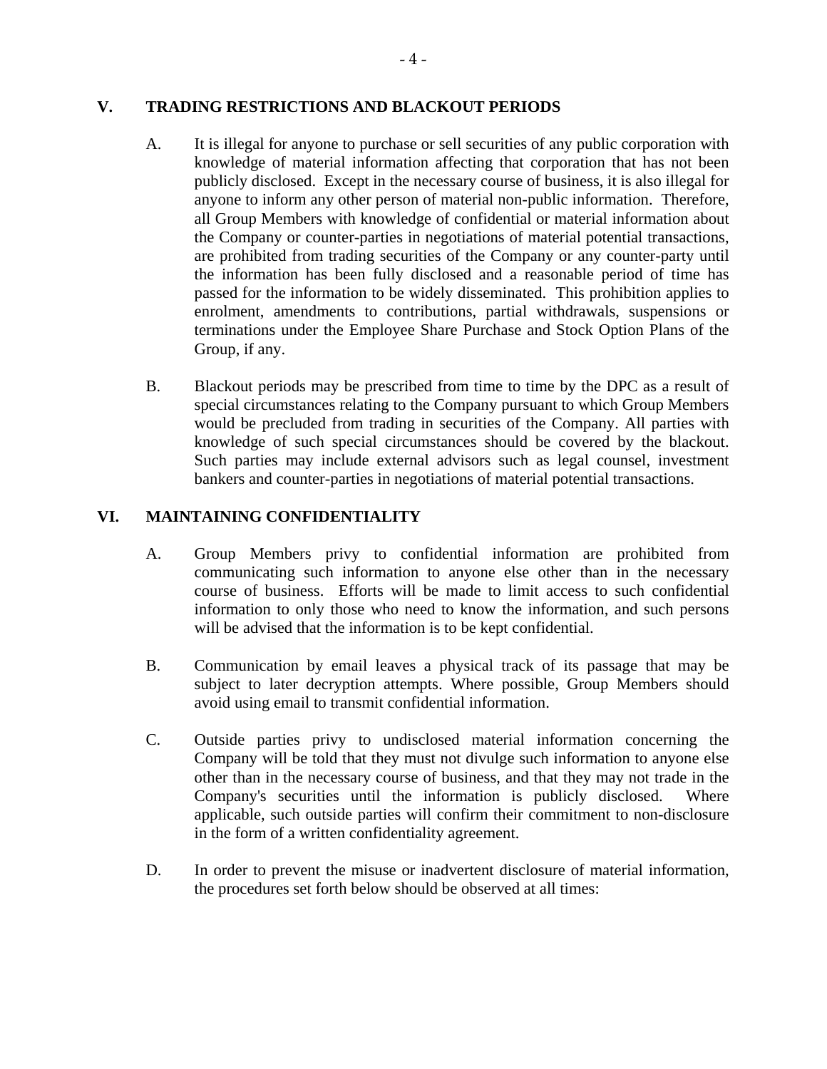## V. TRADING RESTRICTIONS AND BLACKOUT PERIODS

A. It is illegal for anyone to purchase or sell securities of any public corporation with knowledge of material information affecting that corporation that has not been publicly disclosed. Except in the necessary course of business, it is also illegal for anyone to inform any other person of material non-public information. Therefore, all Group Members with knowledge of confidential or material information about the Company or counter-parties in negotiations of material potential transactions, are prohibited from trading securities of the Company or any counter-party until the information has been fully disclosed and a reasonable period of time has passed for the information to be widely disseminated. This prohibition applies to enrolment, amendments to contributions, partial withdrawals, suspensions or terminations under the Employee Share Purchase and Stock Option Plans of the Group, if any.

B. Blackout periods may be prescribed from time to time by the DPC as a result of special circumstances relating to the Company pursuant to which Group Members would be precluded from trading in securities of the Company. All parties with knowledge of such special circumstances should be covered by the blackout. Such parties may include external advisors such as legal counsel, investment bankers and counter-parties in negotiations of material potential transactions.

## VI. MAINTAINING CONFIDENTIALITY

A. Group Members privy to confidential information are prohibited from communicating such information to anyone else other than in the necessary course of business. Efforts will be made to limit access to such confidential information to only those who need to know the information, and such persons will be advised that the information is to be kept confidential.

B. Communication by email leaves a physical track of its passage that may be subject to later decryption attempts. Where possible, Group Members should avoid using email to transmit confidential information.

C. Outside parties privy to undisclosed material information concerning the Company will be told that they must not divulge such information to anyone else other than in the necessary course of business, and that they may not trade in the Company's securities until the information is publicly disclosed. Where applicable, such outside parties will confirm their commitment to non-disclosure in the form of a written confidentiality agreement.

D. In order to prevent the misuse or inadvertent disclosure of material information, the procedures set forth below should be observed at all times: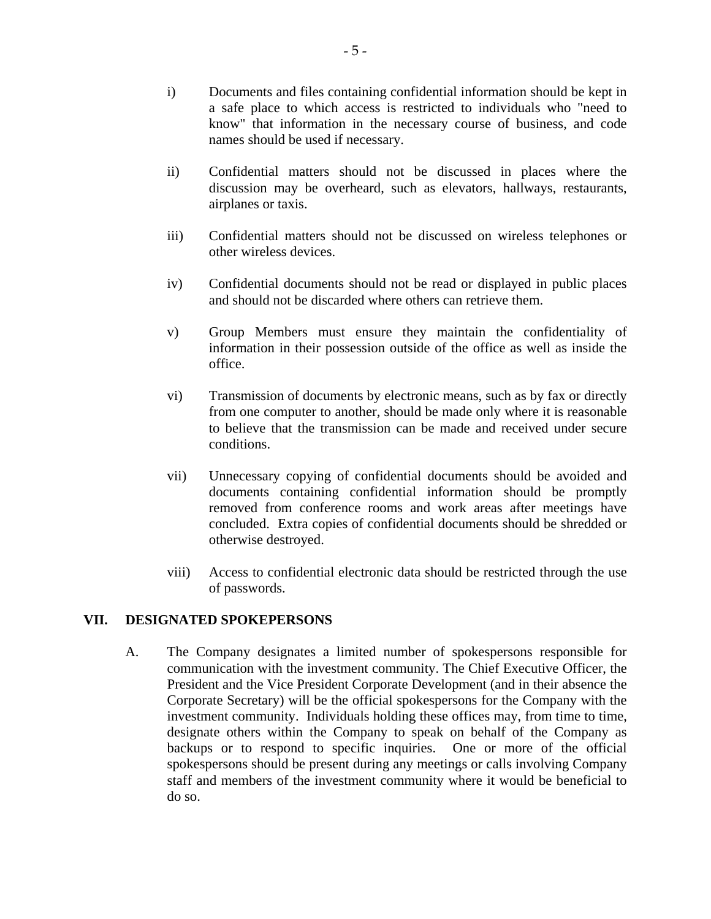i) Documents and files containing confidential information should be kept in a safe place to which access is restricted to individuals who "need to know" that information in the necessary course of business, and code names should be used if necessary.

ii) Confidential matters should not be discussed in places where the discussion may be overheard, such as elevators, hallways, restaurants, airplanes or taxis.

iii) Confidential matters should not be discussed on wireless telephones or other wireless devices.

iv) Confidential documents should not be read or displayed in public places and should not be discarded where others can retrieve them.

v) Group Members must ensure they maintain the confidentiality of information in their possession outside of the office as well as inside the office.

vi) Transmission of documents by electronic means, such as by fax or directly from one computer to another, should be made only where it is reasonable to believe that the transmission can be made and received under secure conditions.

vii) Unnecessary copying of confidential documents should be avoided and documents containing confidential information should be promptly removed from conference rooms and work areas after meetings have concluded. Extra copies of confidential documents should be shredded or otherwise destroyed.

viii) Access to confidential electronic data should be restricted through the use of passwords.

## VII. DESIGNATED SPOKEPERSONS

A. The Company designates a limited number of spokespersons responsible for communication with the investment community. The Chief Executive Officer, the President and the Vice President Corporate Development (and in their absence the Corporate Secretary) will be the official spokespersons for the Company with the investment community. Individuals holding these offices may, from time to time, designate others within the Company to speak on behalf of the Company as backups or to respond to specific inquiries. One or more of the official spokespersons should be present during any meetings or calls involving Company staff and members of the investment community where it would be beneficial to do so.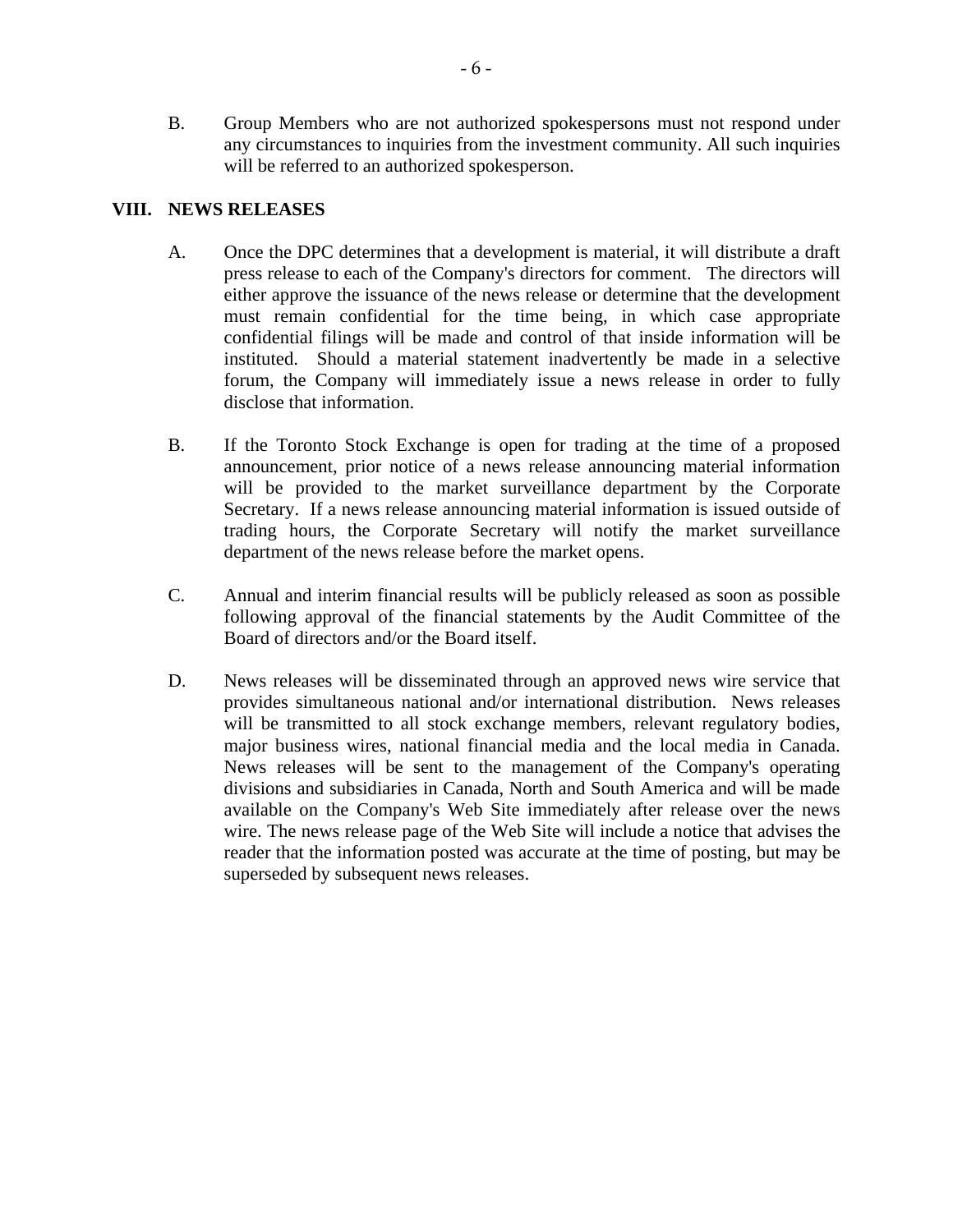B. Group Members who are not authorized spokespersons must not respond under any circumstances to inquiries from the investment community. All such inquiries will be referred to an authorized spokesperson.

## VIII. NEWS RELEASES

A. Once the DPC determines that a development is material, it will distribute a draft press release to each of the Company's directors for comment. The directors will either approve the issuance of the news release or determine that the development must remain confidential for the time being, in which case appropriate confidential filings will be made and control of that inside information will be instituted. Should a material statement inadvertently be made in a selective forum, the Company will immediately issue a news release in order to fully disclose that information.

B. If the Toronto Stock Exchange is open for trading at the time of a proposed announcement, prior notice of a news release announcing material information will be provided to the market surveillance department by the Corporate Secretary. If a news release announcing material information is issued outside of trading hours, the Corporate Secretary will notify the market surveillance department of the news release before the market opens.

C. Annual and interim financial results will be publicly released as soon as possible following approval of the financial statements by the Audit Committee of the Board of directors and/or the Board itself.

D. News releases will be disseminated through an approved news wire service that provides simultaneous national and/or international distribution. News releases will be transmitted to all stock exchange members, relevant regulatory bodies, major business wires, national financial media and the local media in Canada. News releases will be sent to the management of the Company's operating divisions and subsidiaries in Canada, North and South America and will be made available on the Company's Web Site immediately after release over the news wire. The news release page of the Web Site will include a notice that advises the reader that the information posted was accurate at the time of posting, but may be superseded by subsequent news releases.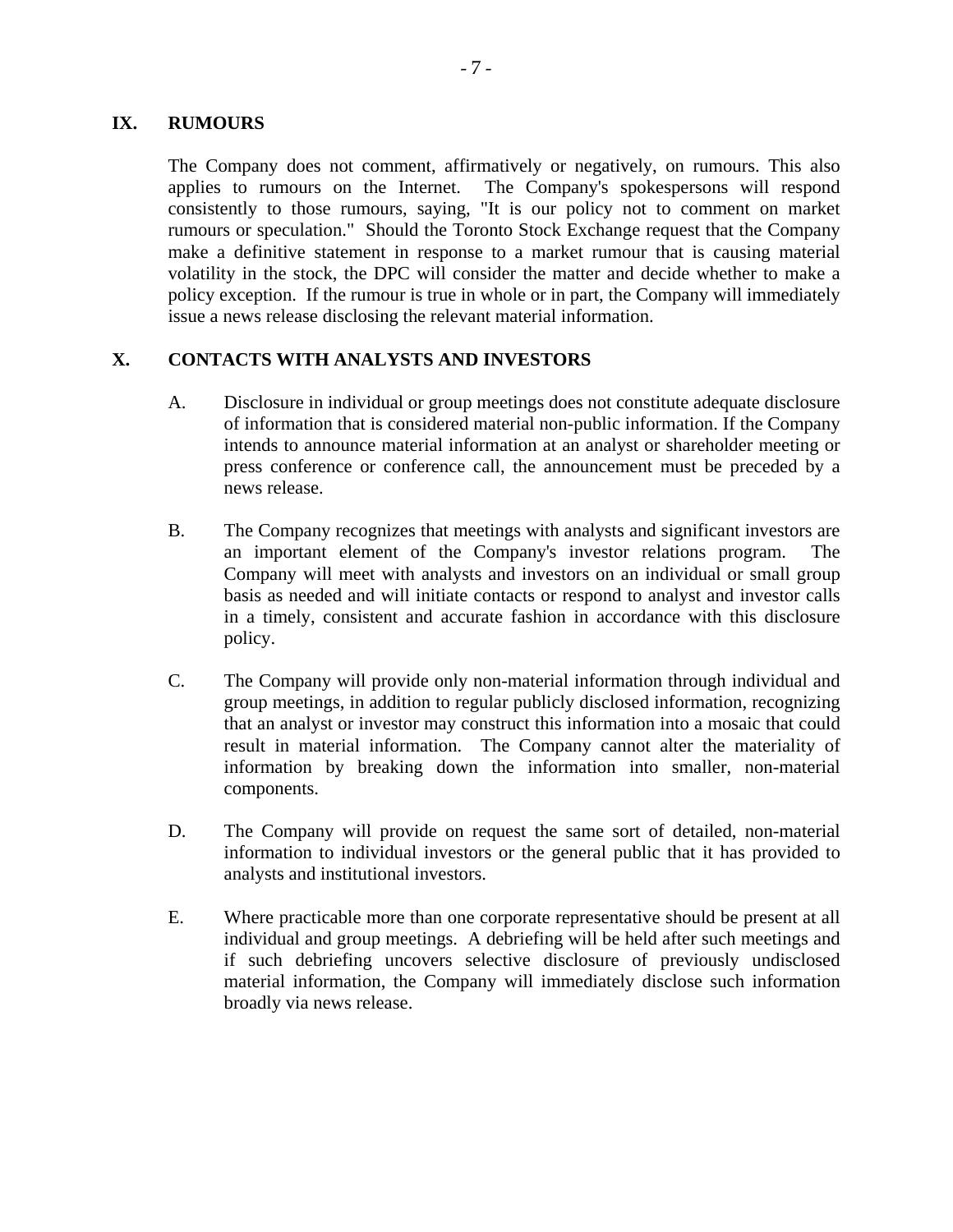## IX. RUMOURS

The Company does not comment, affirmatively or negatively, on rumours. This also applies to rumours on the Internet. The Company's spokespersons will respond consistently to those rumours, saying, "It is our policy not to comment on market rumours or speculation." Should the Toronto Stock Exchange request that the Company make a definitive statement in response to a market rumour that is causing material volatility in the stock, the DPC will consider the matter and decide whether to make a policy exception. If the rumour is true in whole or in part, the Company will immediately issue a news release disclosing the relevant material information.

## X. CONTACTS WITH ANALYSTS AND INVESTORS

A. Disclosure in individual or group meetings does not constitute adequate disclosure of information that is considered material non-public information. If the Company intends to announce material information at an analyst or shareholder meeting or press conference or conference call, the announcement must be preceded by a news release.

B. The Company recognizes that meetings with analysts and significant investors are an important element of the Company's investor relations program. The Company will meet with analysts and investors on an individual or small group basis as needed and will initiate contacts or respond to analyst and investor calls in a timely, consistent and accurate fashion in accordance with this disclosure policy.

C. The Company will provide only non-material information through individual and group meetings, in addition to regular publicly disclosed information, recognizing that an analyst or investor may construct this information into a mosaic that could result in material information. The Company cannot alter the materiality of information by breaking down the information into smaller, non-material components.

D. The Company will provide on request the same sort of detailed, non-material information to individual investors or the general public that it has provided to analysts and institutional investors.

E. Where practicable more than one corporate representative should be present at all individual and group meetings. A debriefing will be held after such meetings and if such debriefing uncovers selective disclosure of previously undisclosed material information, the Company will immediately disclose such information broadly via news release.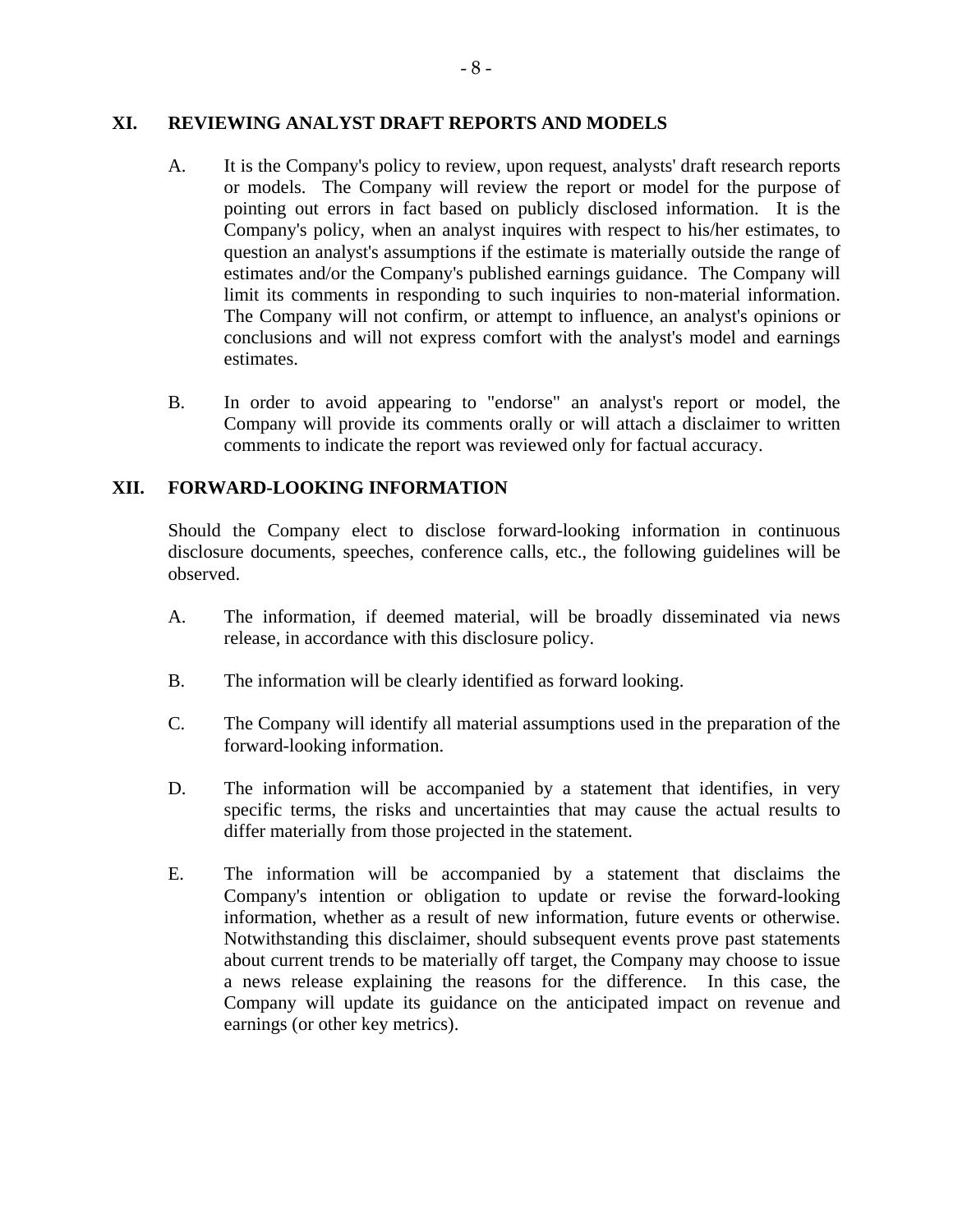## XI. REVIEWING ANALYST DRAFT REPORTS AND MODELS

A. It is the Company's policy to review, upon request, analysts' draft research reports or models. The Company will review the report or model for the purpose of pointing out errors in fact based on publicly disclosed information. It is the Company's policy, when an analyst inquires with respect to his/her estimates, to question an analyst's assumptions if the estimate is materially outside the range of estimates and/or the Company's published earnings guidance. The Company will limit its comments in responding to such inquiries to non-material information. The Company will not confirm, or attempt to influence, an analyst's opinions or conclusions and will not express comfort with the analyst's model and earnings estimates.

B. In order to avoid appearing to "endorse" an analyst's report or model, the Company will provide its comments orally or will attach a disclaimer to written comments to indicate the report was reviewed only for factual accuracy.

## XII. FORWARD-LOOKING INFORMATION

Should the Company elect to disclose forward-looking information in continuous disclosure documents, speeches, conference calls, etc., the following guidelines will be observed.

A. The information, if deemed material, will be broadly disseminated via news release, in accordance with this disclosure policy.

B. The information will be clearly identified as forward looking.

C. The Company will identify all material assumptions used in the preparation of the forward-looking information.

D. The information will be accompanied by a statement that identifies, in very specific terms, the risks and uncertainties that may cause the actual results to differ materially from those projected in the statement.

E. The information will be accompanied by a statement that disclaims the Company's intention or obligation to update or revise the forward-looking information, whether as a result of new information, future events or otherwise. Notwithstanding this disclaimer, should subsequent events prove past statements about current trends to be materially off target, the Company may choose to issue a news release explaining the reasons for the difference. In this case, the Company will update its guidance on the anticipated impact on revenue and earnings (or other key metrics).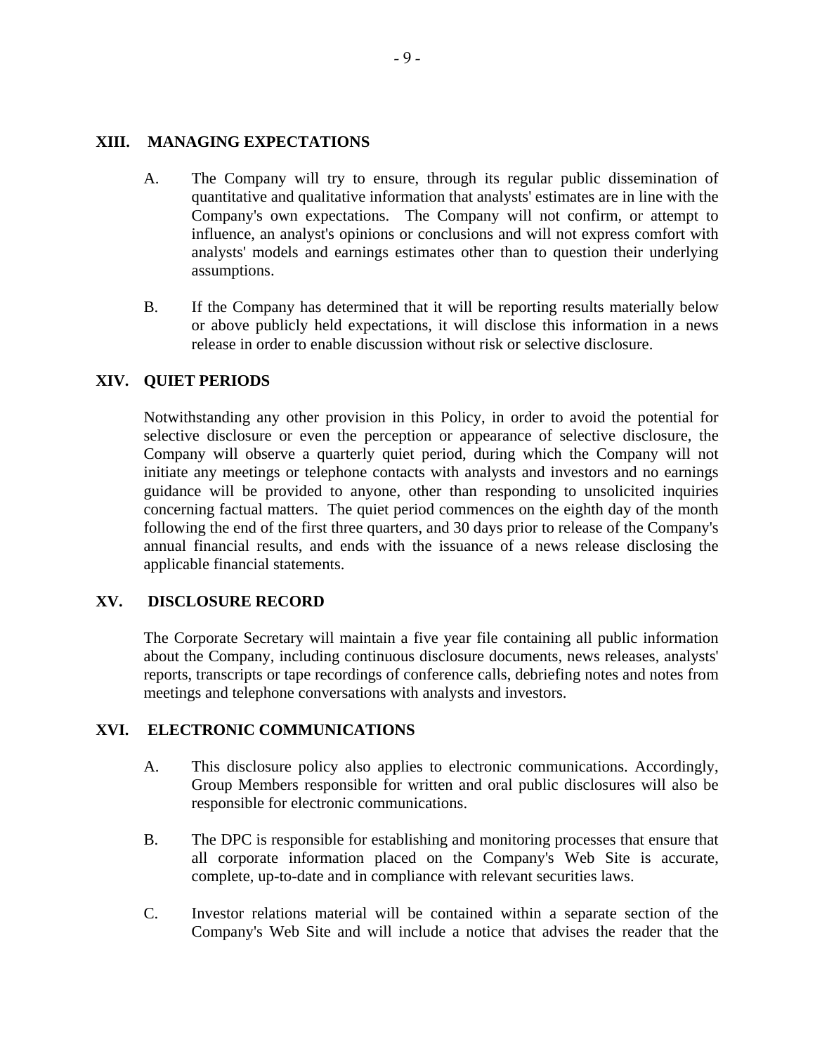## XIII. MANAGING EXPECTATIONS

A. The Company will try to ensure, through its regular public dissemination of quantitative and qualitative information that analysts' estimates are in line with the Company's own expectations. The Company will not confirm, or attempt to influence, an analyst's opinions or conclusions and will not express comfort with analysts' models and earnings estimates other than to question their underlying assumptions.

B. If the Company has determined that it will be reporting results materially below or above publicly held expectations, it will disclose this information in a news release in order to enable discussion without risk or selective disclosure.

## XIV. QUIET PERIODS

Notwithstanding any other provision in this Policy, in order to avoid the potential for selective disclosure or even the perception or appearance of selective disclosure, the Company will observe a quarterly quiet period, during which the Company will not initiate any meetings or telephone contacts with analysts and investors and no earnings guidance will be provided to anyone, other than responding to unsolicited inquiries concerning factual matters. The quiet period commences on the eighth day of the month following the end of the first three quarters, and 30 days prior to release of the Company's annual financial results, and ends with the issuance of a news release disclosing the applicable financial statements.

## XV. DISCLOSURE RECORD

The Corporate Secretary will maintain a five year file containing all public information about the Company, including continuous disclosure documents, news releases, analysts' reports, transcripts or tape recordings of conference calls, debriefing notes and notes from meetings and telephone conversations with analysts and investors.

## XVI. ELECTRONIC COMMUNICATIONS

A. This disclosure policy also applies to electronic communications. Accordingly, Group Members responsible for written and oral public disclosures will also be responsible for electronic communications.

B. The DPC is responsible for establishing and monitoring processes that ensure that all corporate information placed on the Company's Web Site is accurate, complete, up-to-date and in compliance with relevant securities laws.

C. Investor relations material will be contained within a separate section of the Company's Web Site and will include a notice that advises the reader that the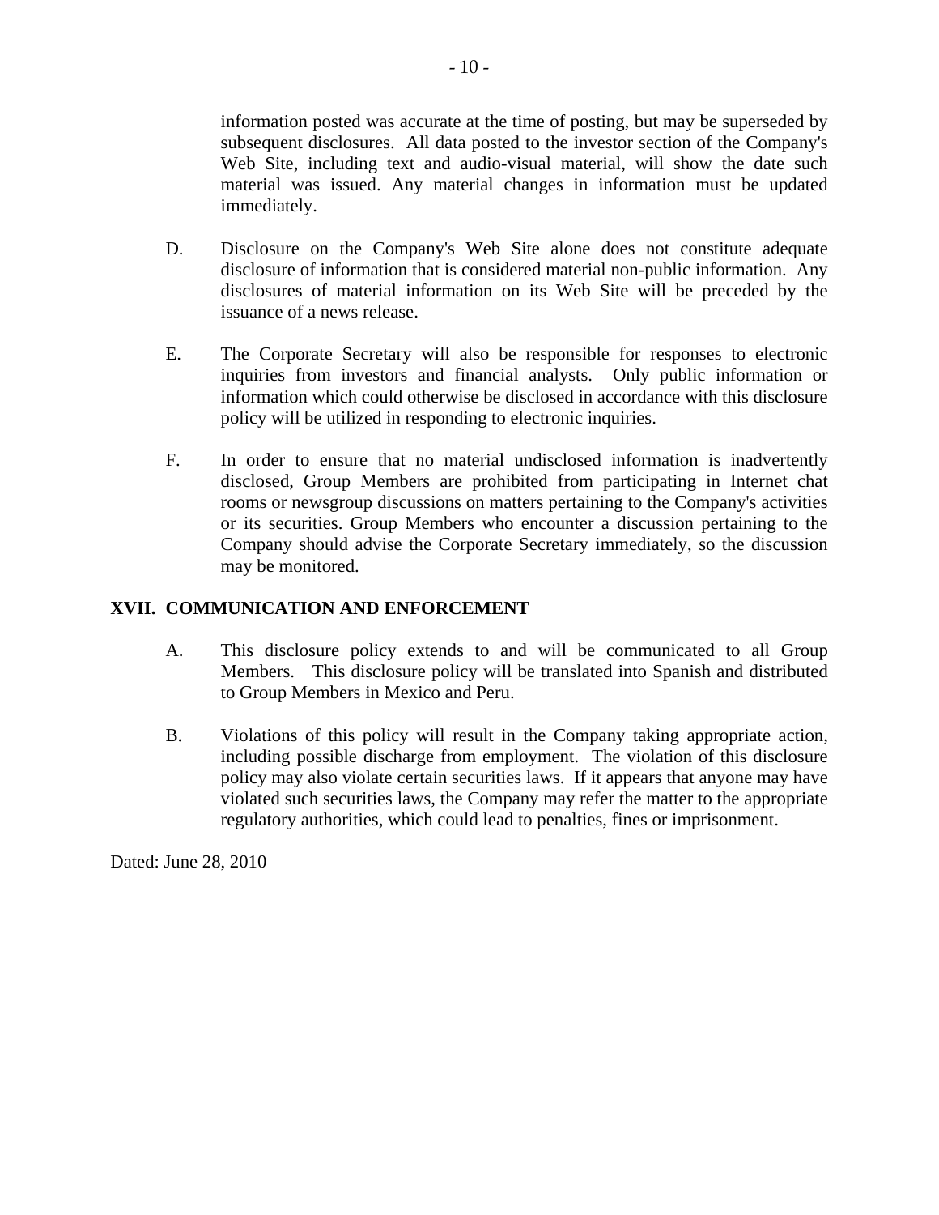information posted was accurate at the time of posting, but may be superseded by subsequent disclosures. All data posted to the investor section of the Company's Web Site, including text and audio-visual material, will show the date such material was issued. Any material changes in information must be updated immediately.

D. Disclosure on the Company's Web Site alone does not constitute adequate disclosure of information that is considered material non-public information. Any disclosures of material information on its Web Site will be preceded by the issuance of a news release.

E. The Corporate Secretary will also be responsible for responses to electronic inquiries from investors and financial analysts. Only public information or information which could otherwise be disclosed in accordance with this disclosure policy will be utilized in responding to electronic inquiries.

F. In order to ensure that no material undisclosed information is inadvertently disclosed, Group Members are prohibited from participating in Internet chat rooms or newsgroup discussions on matters pertaining to the Company's activities or its securities. Group Members who encounter a discussion pertaining to the Company should advise the Corporate Secretary immediately, so the discussion may be monitored.

## XVII. COMMUNICATION AND ENFORCEMENT

A. This disclosure policy extends to and will be communicated to all Group Members. This disclosure policy will be translated into Spanish and distributed to Group Members in Mexico and Peru.

B. Violations of this policy will result in the Company taking appropriate action, including possible discharge from employment. The violation of this disclosure policy may also violate certain securities laws. If it appears that anyone may have violated such securities laws, the Company may refer the matter to the appropriate regulatory authorities, which could lead to penalties, fines or imprisonment.

Dated: June 28, 2010